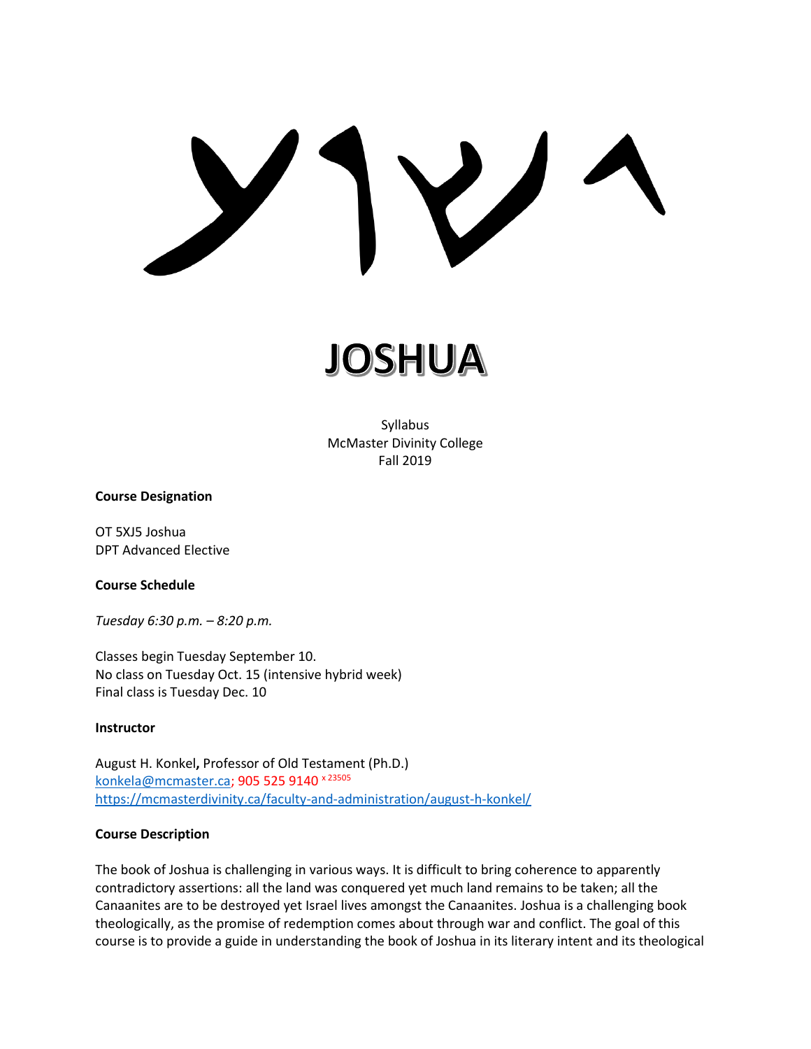# JOSHUA

Syllabus
McMaster Divinity College
Fall 2019

**Course Designation**

OT 5XJ5 Joshua
DPT Advanced Elective

**Course Schedule**

*Tuesday 6:30 p.m. – 8:20 p.m.*

Classes begin Tuesday September 10.
No class on Tuesday Oct. 15 (intensive hybrid week)
Final class is Tuesday Dec. 10

**Instructor**

August H. Konkel**,** Professor of Old Testament (Ph.D.)
[konkela@mcmaster.ca](mailto:konkela@mcmaster.ca); 905 525 9140 x 23505
[https://mcmasterdivinity.ca/faculty-and-administration/august-h-konkel/](https://mcmasterdivinity.ca/faculty-and-administration/august-h-konkel/)

**Course Description**

The book of Joshua is challenging in various ways. It is difficult to bring coherence to apparently contradictory assertions: all the land was conquered yet much land remains to be taken; all the Canaanites are to be destroyed yet Israel lives amongst the Canaanites. Joshua is a challenging book theologically, as the promise of redemption comes about through war and conflict. The goal of this course is to provide a guide in understanding the book of Joshua in its literary intent and its theological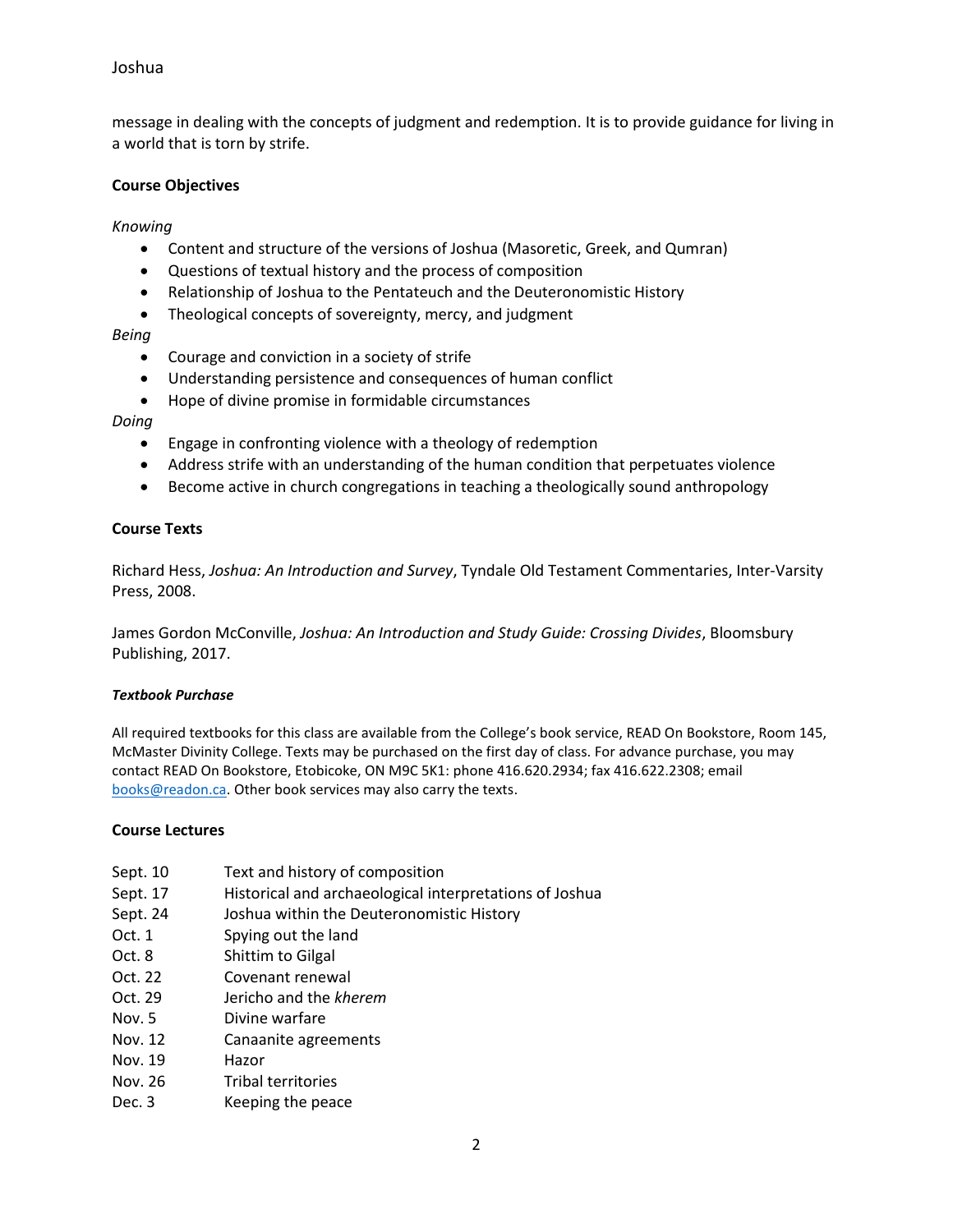message in dealing with the concepts of judgment and redemption. It is to provide guidance for living in a world that is torn by strife.

### Course Objectives

*Knowing*

- Content and structure of the versions of Joshua (Masoretic, Greek, and Qumran)
- Questions of textual history and the process of composition
- Relationship of Joshua to the Pentateuch and the Deuteronomistic History
- Theological concepts of sovereignty, mercy, and judgment

*Being*

- Courage and conviction in a society of strife
- Understanding persistence and consequences of human conflict
- Hope of divine promise in formidable circumstances

*Doing*

- Engage in confronting violence with a theology of redemption
- Address strife with an understanding of the human condition that perpetuates violence
- Become active in church congregations in teaching a theologically sound anthropology

### Course Texts

Richard Hess, *Joshua: An Introduction and Survey*, Tyndale Old Testament Commentaries, Inter-Varsity Press, 2008.

James Gordon McConville, *Joshua: An Introduction and Study Guide: Crossing Divides*, Bloomsbury Publishing, 2017.

#### ***Textbook Purchase***

All required textbooks for this class are available from the College's book service, READ On Bookstore, Room 145, McMaster Divinity College. Texts may be purchased on the first day of class. For advance purchase, you may contact READ On Bookstore, Etobicoke, ON M9C 5K1: phone 416.620.2934; fax 416.622.2308; email books@readon.ca. Other book services may also carry the texts.

### Course Lectures

| Date | Topic |
|---|---|
| Sept. 10 | Text and history of composition |
| Sept. 17 | Historical and archaeological interpretations of Joshua |
| Sept. 24 | Joshua within the Deuteronomistic History |
| Oct. 1 | Spying out the land |
| Oct. 8 | Shittim to Gilgal |
| Oct. 22 | Covenant renewal |
| Oct. 29 | Jericho and the *kherem* |
| Nov. 5 | Divine warfare |
| Nov. 12 | Canaanite agreements |
| Nov. 19 | Hazor |
| Nov. 26 | Tribal territories |
| Dec. 3 | Keeping the peace |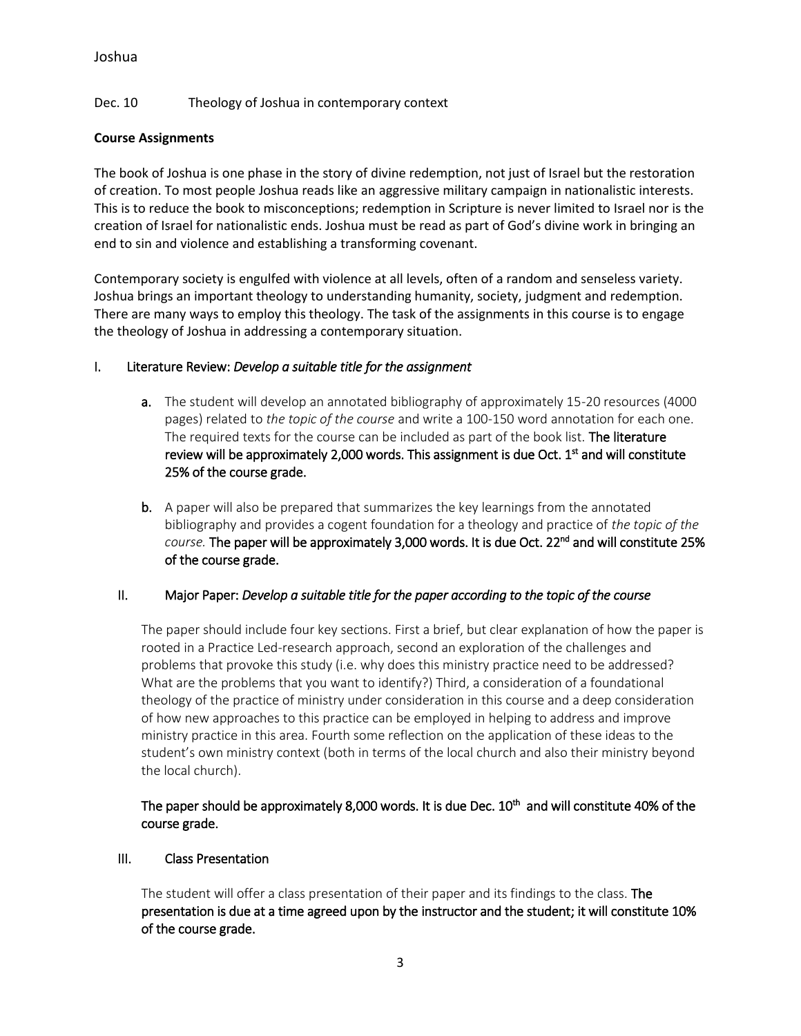Dec. 10 Theology of Joshua in contemporary context

**Course Assignments**

The book of Joshua is one phase in the story of divine redemption, not just of Israel but the restoration of creation. To most people Joshua reads like an aggressive military campaign in nationalistic interests. This is to reduce the book to misconceptions; redemption in Scripture is never limited to Israel nor is the creation of Israel for nationalistic ends. Joshua must be read as part of God's divine work in bringing an end to sin and violence and establishing a transforming covenant.

Contemporary society is engulfed with violence at all levels, often of a random and senseless variety. Joshua brings an important theology to understanding humanity, society, judgment and redemption. There are many ways to employ this theology. The task of the assignments in this course is to engage the theology of Joshua in addressing a contemporary situation.

## I. Literature Review: *Develop a suitable title for the assignment*

- **a.** The student will develop an annotated bibliography of approximately 15-20 resources (4000 pages) related to *the topic of the course* and write a 100-150 word annotation for each one. The required texts for the course can be included as part of the book list. **The literature review will be approximately 2,000 words. This assignment is due Oct. 1st and will constitute 25% of the course grade.**

- **b.** A paper will also be prepared that summarizes the key learnings from the annotated bibliography and provides a cogent foundation for a theology and practice of *the topic of the course.* **The paper will be approximately 3,000 words. It is due Oct. 22nd and will constitute 25% of the course grade.**

## II. Major Paper: *Develop a suitable title for the paper according to the topic of the course*

The paper should include four key sections. First a brief, but clear explanation of how the paper is rooted in a Practice Led-research approach, second an exploration of the challenges and problems that provoke this study (i.e. why does this ministry practice need to be addressed? What are the problems that you want to identify?) Third, a consideration of a foundational theology of the practice of ministry under consideration in this course and a deep consideration of how new approaches to this practice can be employed in helping to address and improve ministry practice in this area. Fourth some reflection on the application of these ideas to the student's own ministry context (both in terms of the local church and also their ministry beyond the local church).

**The paper should be approximately 8,000 words. It is due Dec. 10th and will constitute 40% of the course grade.**

## III. Class Presentation

The student will offer a class presentation of their paper and its findings to the class. **The presentation is due at a time agreed upon by the instructor and the student; it will constitute 10% of the course grade.**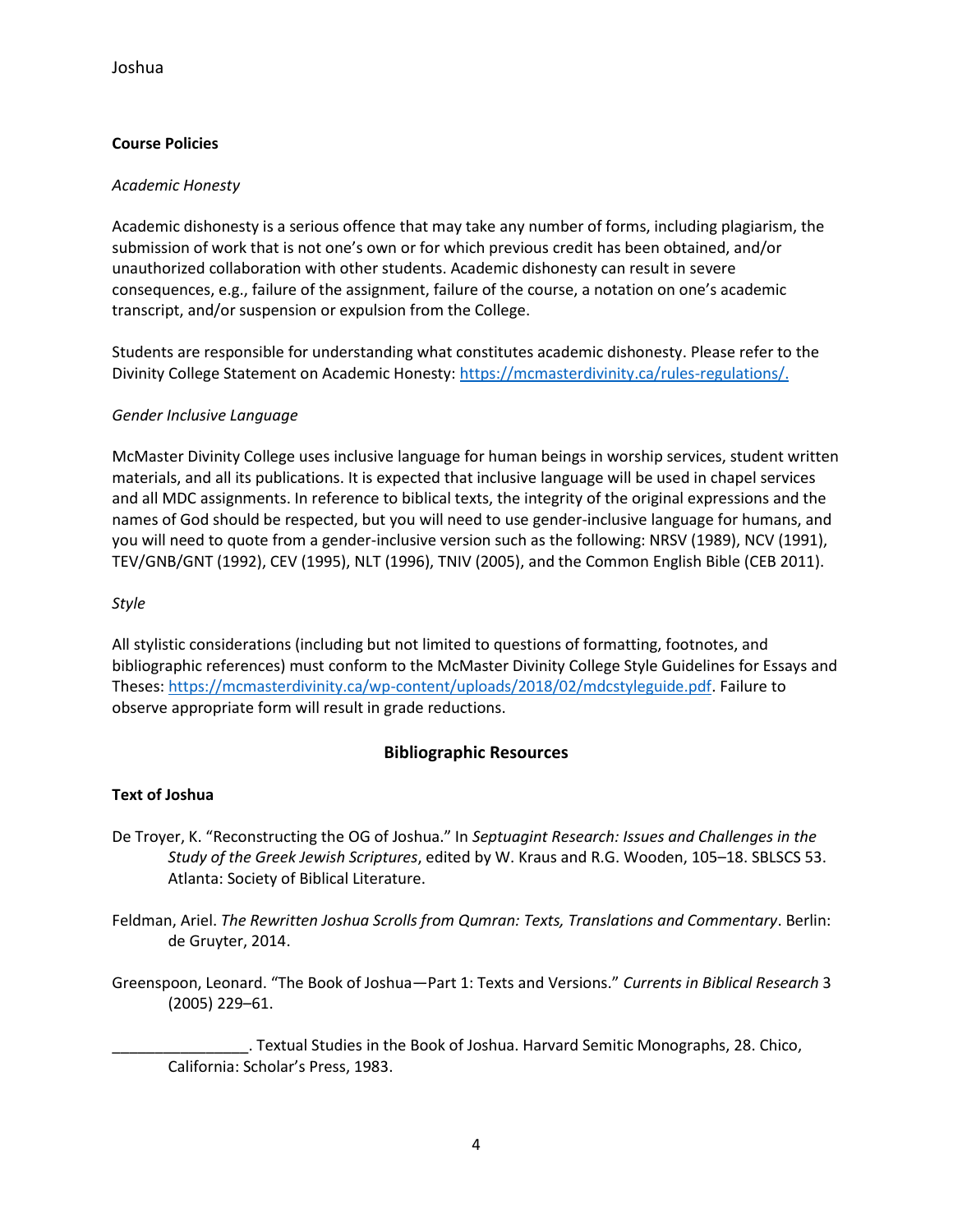**Course Policies**

*Academic Honesty*

Academic dishonesty is a serious offence that may take any number of forms, including plagiarism, the submission of work that is not one's own or for which previous credit has been obtained, and/or unauthorized collaboration with other students. Academic dishonesty can result in severe consequences, e.g., failure of the assignment, failure of the course, a notation on one's academic transcript, and/or suspension or expulsion from the College.

Students are responsible for understanding what constitutes academic dishonesty. Please refer to the Divinity College Statement on Academic Honesty: [https://mcmasterdivinity.ca/rules-regulations/.](https://mcmasterdivinity.ca/rules-regulations/)

*Gender Inclusive Language*

McMaster Divinity College uses inclusive language for human beings in worship services, student written materials, and all its publications. It is expected that inclusive language will be used in chapel services and all MDC assignments. In reference to biblical texts, the integrity of the original expressions and the names of God should be respected, but you will need to use gender-inclusive language for humans, and you will need to quote from a gender-inclusive version such as the following: NRSV (1989), NCV (1991), TEV/GNB/GNT (1992), CEV (1995), NLT (1996), TNIV (2005), and the Common English Bible (CEB 2011).

*Style*

All stylistic considerations (including but not limited to questions of formatting, footnotes, and bibliographic references) must conform to the McMaster Divinity College Style Guidelines for Essays and Theses: [https://mcmasterdivinity.ca/wp-content/uploads/2018/02/mdcstyleguide.pdf](https://mcmasterdivinity.ca/wp-content/uploads/2018/02/mdcstyleguide.pdf). Failure to observe appropriate form will result in grade reductions.

## Bibliographic Resources

**Text of Joshua**

De Troyer, K. "Reconstructing the OG of Joshua." In *Septuagint Research: Issues and Challenges in the Study of the Greek Jewish Scriptures*, edited by W. Kraus and R.G. Wooden, 105–18. SBLSCS 53. Atlanta: Society of Biblical Literature.

Feldman, Ariel. *The Rewritten Joshua Scrolls from Qumran: Texts, Translations and Commentary*. Berlin: de Gruyter, 2014.

Greenspoon, Leonard. "The Book of Joshua—Part 1: Texts and Versions." *Currents in Biblical Research* 3 (2005) 229–61.

________________. Textual Studies in the Book of Joshua. Harvard Semitic Monographs, 28. Chico, California: Scholar's Press, 1983.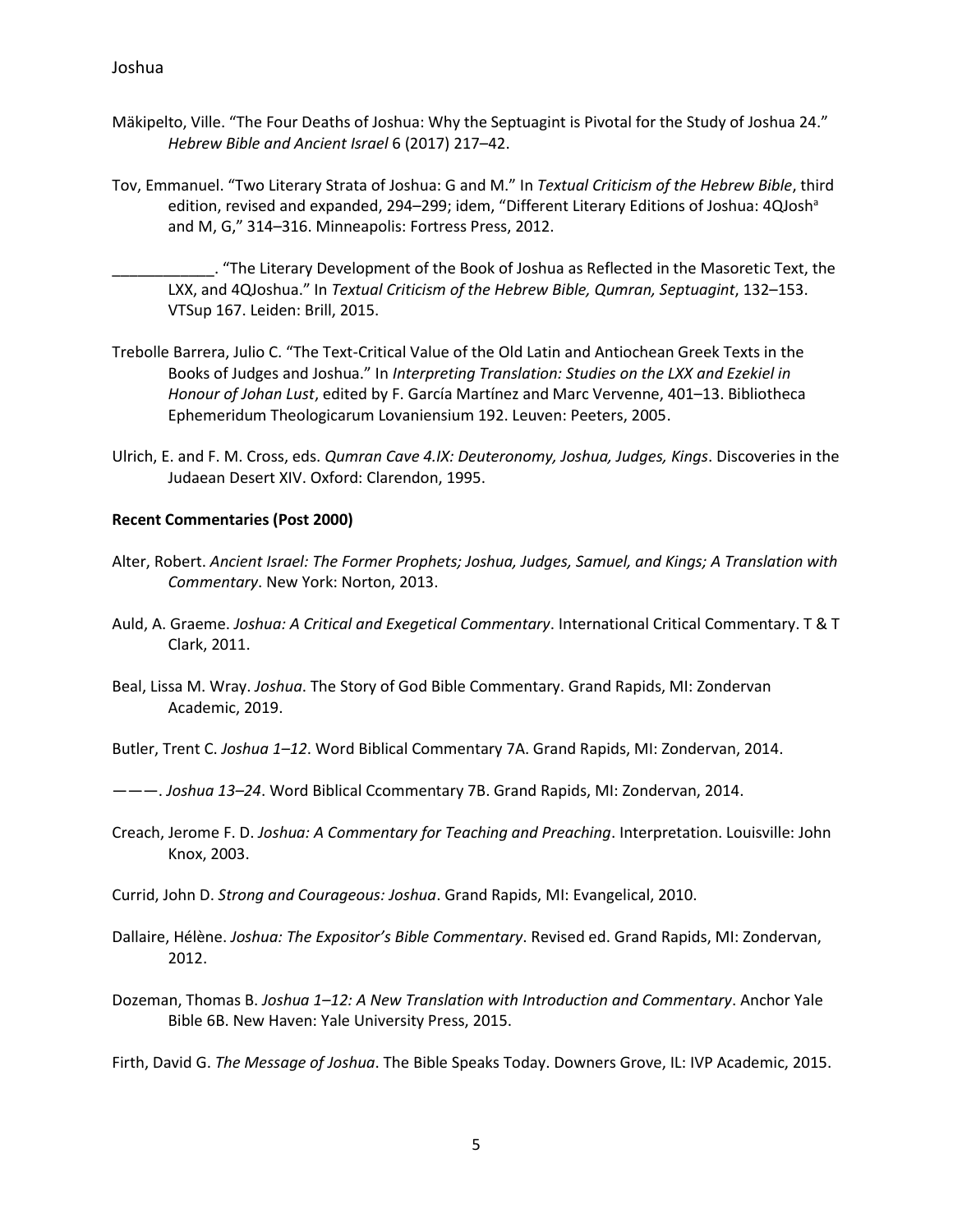Mäkipelto, Ville. "The Four Deaths of Joshua: Why the Septuagint is Pivotal for the Study of Joshua 24." *Hebrew Bible and Ancient Israel* 6 (2017) 217–42.

Tov, Emmanuel. "Two Literary Strata of Joshua: G and M." In *Textual Criticism of the Hebrew Bible*, third edition, revised and expanded, 294–299; idem, "Different Literary Editions of Joshua: 4QJosh[a] and M, G," 314–316. Minneapolis: Fortress Press, 2012.

____________. "The Literary Development of the Book of Joshua as Reflected in the Masoretic Text, the LXX, and 4QJoshua." In *Textual Criticism of the Hebrew Bible, Qumran, Septuagint*, 132–153. VTSup 167. Leiden: Brill, 2015.

Trebolle Barrera, Julio C. "The Text-Critical Value of the Old Latin and Antiochean Greek Texts in the Books of Judges and Joshua." In *Interpreting Translation: Studies on the LXX and Ezekiel in Honour of Johan Lust*, edited by F. García Martínez and Marc Vervenne, 401–13. Bibliotheca Ephemeridum Theologicarum Lovaniensium 192. Leuven: Peeters, 2005.

Ulrich, E. and F. M. Cross, eds. *Qumran Cave 4.IX: Deuteronomy, Joshua, Judges, Kings*. Discoveries in the Judaean Desert XIV. Oxford: Clarendon, 1995.

**Recent Commentaries (Post 2000)**

Alter, Robert. *Ancient Israel: The Former Prophets; Joshua, Judges, Samuel, and Kings; A Translation with Commentary*. New York: Norton, 2013.

Auld, A. Graeme. *Joshua: A Critical and Exegetical Commentary*. International Critical Commentary. T & T Clark, 2011.

Beal, Lissa M. Wray. *Joshua*. The Story of God Bible Commentary. Grand Rapids, MI: Zondervan Academic, 2019.

Butler, Trent C. *Joshua 1–12*. Word Biblical Commentary 7A. Grand Rapids, MI: Zondervan, 2014.

———. *Joshua 13–24*. Word Biblical Ccommentary 7B. Grand Rapids, MI: Zondervan, 2014.

Creach, Jerome F. D. *Joshua: A Commentary for Teaching and Preaching*. Interpretation. Louisville: John Knox, 2003.

Currid, John D. *Strong and Courageous: Joshua*. Grand Rapids, MI: Evangelical, 2010.

Dallaire, Hélène. *Joshua: The Expositor's Bible Commentary*. Revised ed. Grand Rapids, MI: Zondervan, 2012.

Dozeman, Thomas B. *Joshua 1–12: A New Translation with Introduction and Commentary*. Anchor Yale Bible 6B. New Haven: Yale University Press, 2015.

Firth, David G. *The Message of Joshua*. The Bible Speaks Today. Downers Grove, IL: IVP Academic, 2015.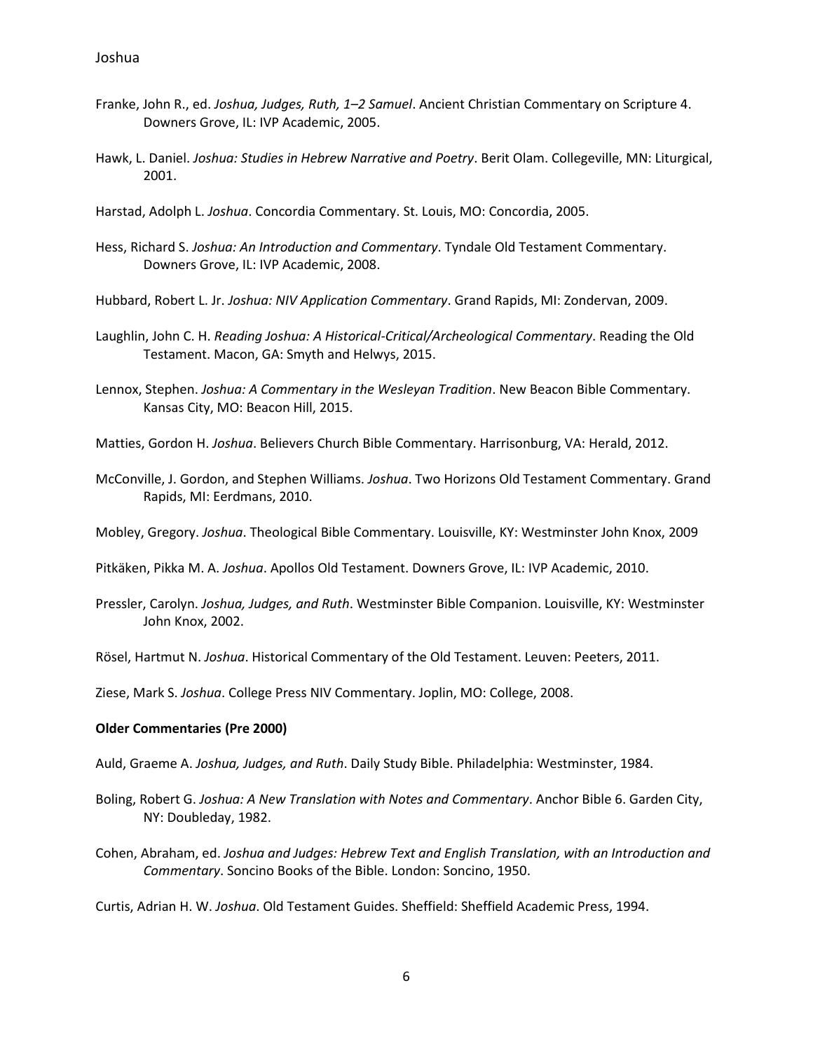Franke, John R., ed. *Joshua, Judges, Ruth, 1–2 Samuel*. Ancient Christian Commentary on Scripture 4. Downers Grove, IL: IVP Academic, 2005.

Hawk, L. Daniel. *Joshua: Studies in Hebrew Narrative and Poetry*. Berit Olam. Collegeville, MN: Liturgical, 2001.

Harstad, Adolph L. *Joshua*. Concordia Commentary. St. Louis, MO: Concordia, 2005.

Hess, Richard S. *Joshua: An Introduction and Commentary*. Tyndale Old Testament Commentary. Downers Grove, IL: IVP Academic, 2008.

Hubbard, Robert L. Jr. *Joshua: NIV Application Commentary*. Grand Rapids, MI: Zondervan, 2009.

Laughlin, John C. H. *Reading Joshua: A Historical-Critical/Archeological Commentary*. Reading the Old Testament. Macon, GA: Smyth and Helwys, 2015.

Lennox, Stephen. *Joshua: A Commentary in the Wesleyan Tradition*. New Beacon Bible Commentary. Kansas City, MO: Beacon Hill, 2015.

Matties, Gordon H. *Joshua*. Believers Church Bible Commentary. Harrisonburg, VA: Herald, 2012.

McConville, J. Gordon, and Stephen Williams. *Joshua*. Two Horizons Old Testament Commentary. Grand Rapids, MI: Eerdmans, 2010.

Mobley, Gregory. *Joshua*. Theological Bible Commentary. Louisville, KY: Westminster John Knox, 2009

Pitkäken, Pikka M. A. *Joshua*. Apollos Old Testament. Downers Grove, IL: IVP Academic, 2010.

Pressler, Carolyn. *Joshua, Judges, and Ruth*. Westminster Bible Companion. Louisville, KY: Westminster John Knox, 2002.

Rösel, Hartmut N. *Joshua*. Historical Commentary of the Old Testament. Leuven: Peeters, 2011.

Ziese, Mark S. *Joshua*. College Press NIV Commentary. Joplin, MO: College, 2008.

**Older Commentaries (Pre 2000)**

Auld, Graeme A. *Joshua, Judges, and Ruth*. Daily Study Bible. Philadelphia: Westminster, 1984.

Boling, Robert G. *Joshua: A New Translation with Notes and Commentary*. Anchor Bible 6. Garden City, NY: Doubleday, 1982.

Cohen, Abraham, ed. *Joshua and Judges: Hebrew Text and English Translation, with an Introduction and Commentary*. Soncino Books of the Bible. London: Soncino, 1950.

Curtis, Adrian H. W. *Joshua*. Old Testament Guides. Sheffield: Sheffield Academic Press, 1994.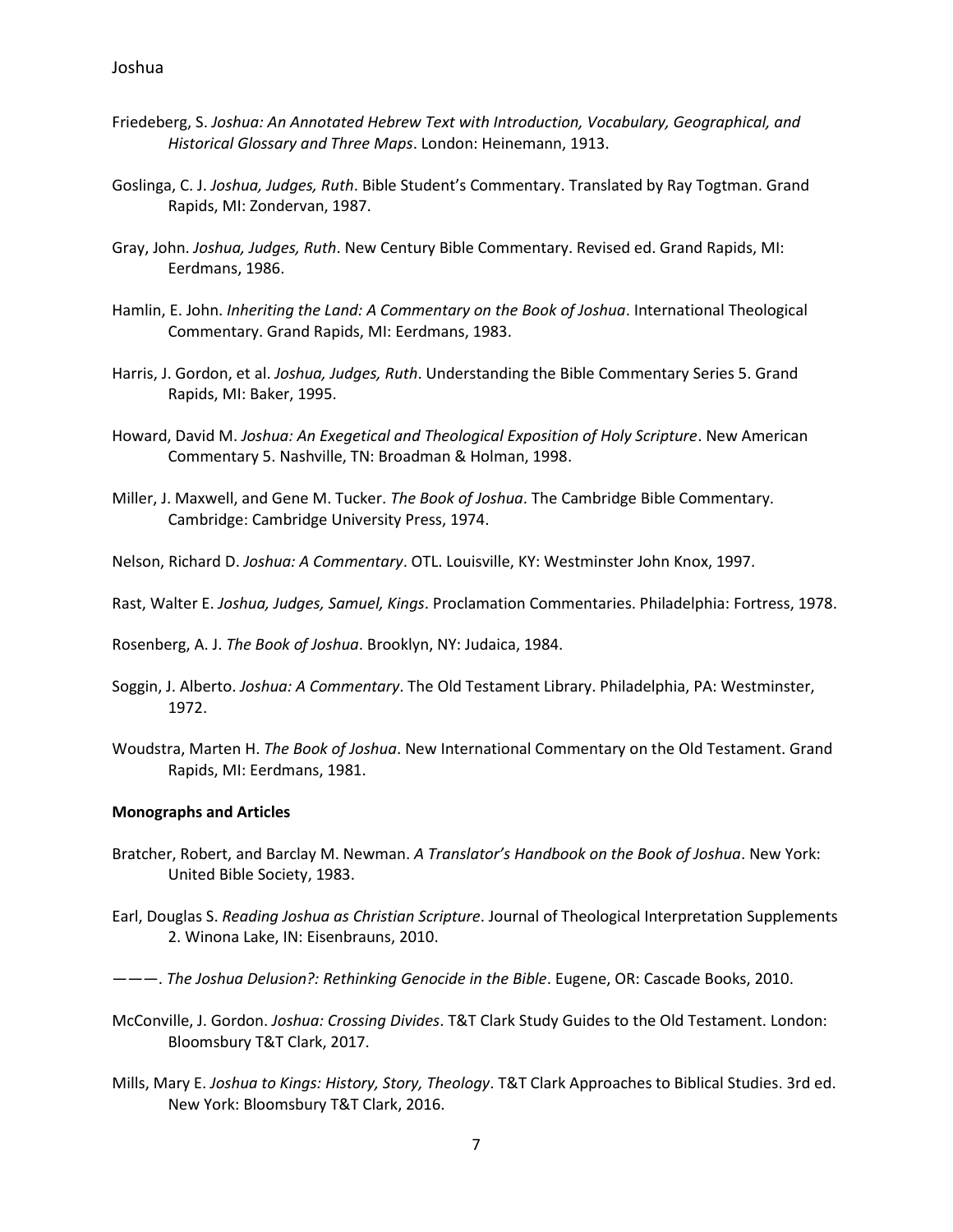Friedeberg, S. *Joshua: An Annotated Hebrew Text with Introduction, Vocabulary, Geographical, and Historical Glossary and Three Maps*. London: Heinemann, 1913.

Goslinga, C. J. *Joshua, Judges, Ruth*. Bible Student's Commentary. Translated by Ray Togtman. Grand Rapids, MI: Zondervan, 1987.

Gray, John. *Joshua, Judges, Ruth*. New Century Bible Commentary. Revised ed. Grand Rapids, MI: Eerdmans, 1986.

Hamlin, E. John. *Inheriting the Land: A Commentary on the Book of Joshua*. International Theological Commentary. Grand Rapids, MI: Eerdmans, 1983.

Harris, J. Gordon, et al. *Joshua, Judges, Ruth*. Understanding the Bible Commentary Series 5. Grand Rapids, MI: Baker, 1995.

Howard, David M. *Joshua: An Exegetical and Theological Exposition of Holy Scripture*. New American Commentary 5. Nashville, TN: Broadman & Holman, 1998.

Miller, J. Maxwell, and Gene M. Tucker. *The Book of Joshua*. The Cambridge Bible Commentary. Cambridge: Cambridge University Press, 1974.

Nelson, Richard D. *Joshua: A Commentary*. OTL. Louisville, KY: Westminster John Knox, 1997.

Rast, Walter E. *Joshua, Judges, Samuel, Kings*. Proclamation Commentaries. Philadelphia: Fortress, 1978.

Rosenberg, A. J. *The Book of Joshua*. Brooklyn, NY: Judaica, 1984.

Soggin, J. Alberto. *Joshua: A Commentary*. The Old Testament Library. Philadelphia, PA: Westminster, 1972.

Woudstra, Marten H. *The Book of Joshua*. New International Commentary on the Old Testament. Grand Rapids, MI: Eerdmans, 1981.

**Monographs and Articles**

Bratcher, Robert, and Barclay M. Newman. *A Translator's Handbook on the Book of Joshua*. New York: United Bible Society, 1983.

Earl, Douglas S. *Reading Joshua as Christian Scripture*. Journal of Theological Interpretation Supplements 2. Winona Lake, IN: Eisenbrauns, 2010.

———. *The Joshua Delusion?: Rethinking Genocide in the Bible*. Eugene, OR: Cascade Books, 2010.

McConville, J. Gordon. *Joshua: Crossing Divides*. T&T Clark Study Guides to the Old Testament. London: Bloomsbury T&T Clark, 2017.

Mills, Mary E. *Joshua to Kings: History, Story, Theology*. T&T Clark Approaches to Biblical Studies. 3rd ed. New York: Bloomsbury T&T Clark, 2016.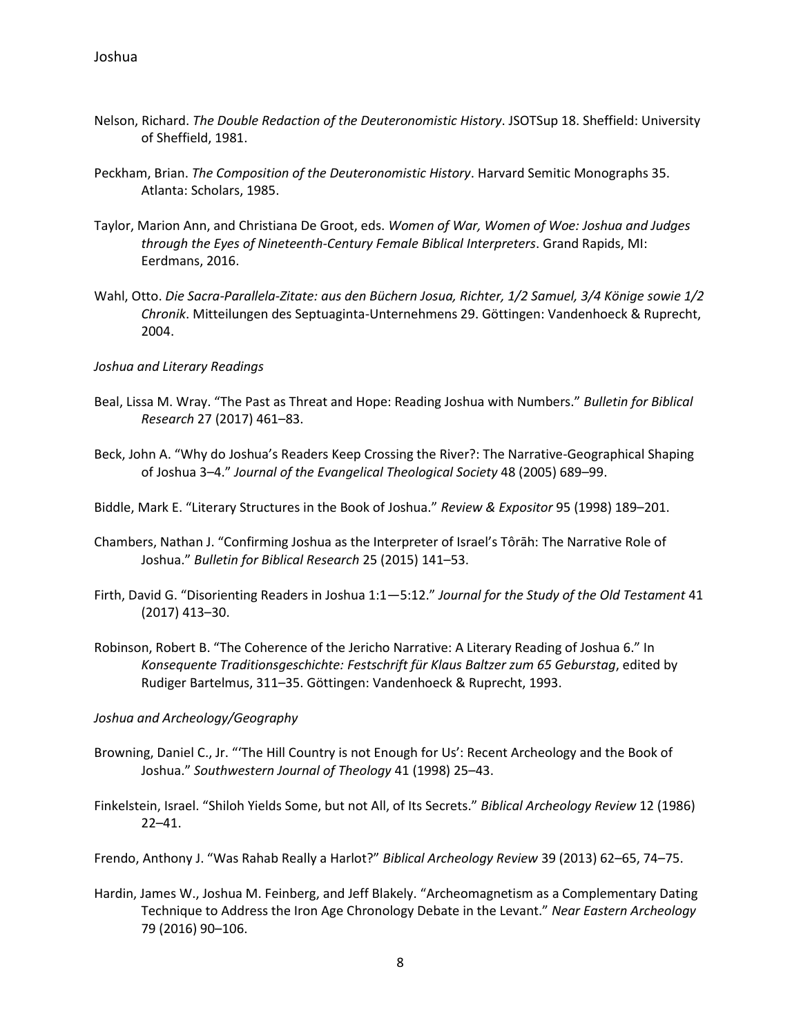Nelson, Richard. *The Double Redaction of the Deuteronomistic History*. JSOTSup 18. Sheffield: University of Sheffield, 1981.

Peckham, Brian. *The Composition of the Deuteronomistic History*. Harvard Semitic Monographs 35. Atlanta: Scholars, 1985.

Taylor, Marion Ann, and Christiana De Groot, eds. *Women of War, Women of Woe: Joshua and Judges through the Eyes of Nineteenth-Century Female Biblical Interpreters*. Grand Rapids, MI: Eerdmans, 2016.

Wahl, Otto. *Die Sacra-Parallela-Zitate: aus den Büchern Josua, Richter, 1/2 Samuel, 3/4 Könige sowie 1/2 Chronik*. Mitteilungen des Septuaginta-Unternehmens 29. Göttingen: Vandenhoeck & Ruprecht, 2004.

*Joshua and Literary Readings*

Beal, Lissa M. Wray. "The Past as Threat and Hope: Reading Joshua with Numbers." *Bulletin for Biblical Research* 27 (2017) 461–83.

Beck, John A. "Why do Joshua's Readers Keep Crossing the River?: The Narrative-Geographical Shaping of Joshua 3–4." *Journal of the Evangelical Theological Society* 48 (2005) 689–99.

Biddle, Mark E. "Literary Structures in the Book of Joshua." *Review & Expositor* 95 (1998) 189–201.

Chambers, Nathan J. "Confirming Joshua as the Interpreter of Israel's Tôrāh: The Narrative Role of Joshua." *Bulletin for Biblical Research* 25 (2015) 141–53.

Firth, David G. "Disorienting Readers in Joshua 1:1—5:12." *Journal for the Study of the Old Testament* 41 (2017) 413–30.

Robinson, Robert B. "The Coherence of the Jericho Narrative: A Literary Reading of Joshua 6." In *Konsequente Traditionsgeschichte: Festschrift für Klaus Baltzer zum 65 Geburstag*, edited by Rudiger Bartelmus, 311–35. Göttingen: Vandenhoeck & Ruprecht, 1993.

*Joshua and Archeology/Geography*

Browning, Daniel C., Jr. "'The Hill Country is not Enough for Us': Recent Archeology and the Book of Joshua." *Southwestern Journal of Theology* 41 (1998) 25–43.

Finkelstein, Israel. "Shiloh Yields Some, but not All, of Its Secrets." *Biblical Archeology Review* 12 (1986) 22–41.

Frendo, Anthony J. "Was Rahab Really a Harlot?" *Biblical Archeology Review* 39 (2013) 62–65, 74–75.

Hardin, James W., Joshua M. Feinberg, and Jeff Blakely. "Archeomagnetism as a Complementary Dating Technique to Address the Iron Age Chronology Debate in the Levant." *Near Eastern Archeology* 79 (2016) 90–106.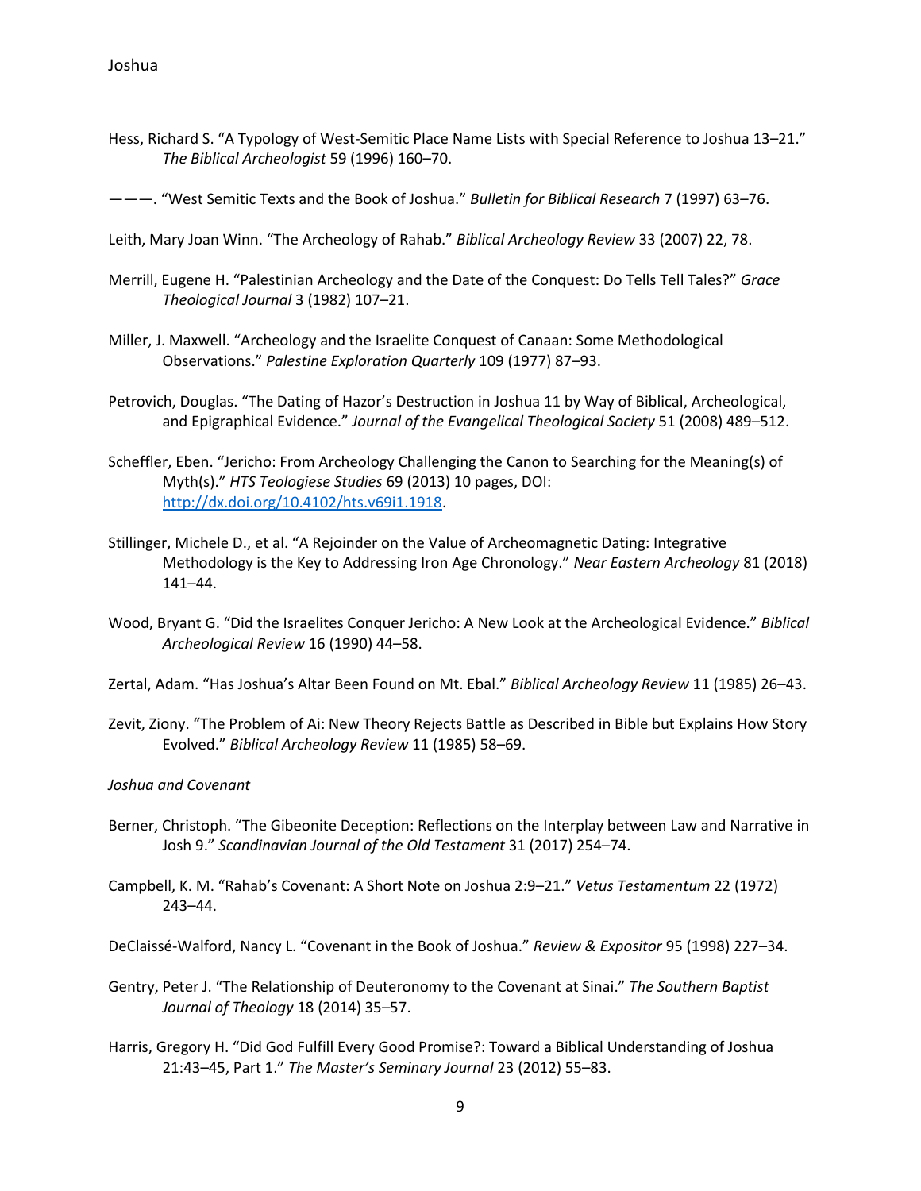Hess, Richard S. “A Typology of West-Semitic Place Name Lists with Special Reference to Joshua 13–21.” *The Biblical Archeologist* 59 (1996) 160–70.

———. “West Semitic Texts and the Book of Joshua.” *Bulletin for Biblical Research* 7 (1997) 63–76.

Leith, Mary Joan Winn. “The Archeology of Rahab.” *Biblical Archeology Review* 33 (2007) 22, 78.

Merrill, Eugene H. “Palestinian Archeology and the Date of the Conquest: Do Tells Tell Tales?” *Grace Theological Journal* 3 (1982) 107–21.

Miller, J. Maxwell. “Archeology and the Israelite Conquest of Canaan: Some Methodological Observations.” *Palestine Exploration Quarterly* 109 (1977) 87–93.

Petrovich, Douglas. “The Dating of Hazor’s Destruction in Joshua 11 by Way of Biblical, Archeological, and Epigraphical Evidence.” *Journal of the Evangelical Theological Society* 51 (2008) 489–512.

Scheffler, Eben. “Jericho: From Archeology Challenging the Canon to Searching for the Meaning(s) of Myth(s).” *HTS Teologiese Studies* 69 (2013) 10 pages, DOI: http://dx.doi.org/10.4102/hts.v69i1.1918.

Stillinger, Michele D., et al. “A Rejoinder on the Value of Archeomagnetic Dating: Integrative Methodology is the Key to Addressing Iron Age Chronology.” *Near Eastern Archeology* 81 (2018) 141–44.

Wood, Bryant G. “Did the Israelites Conquer Jericho: A New Look at the Archeological Evidence.” *Biblical Archeological Review* 16 (1990) 44–58.

Zertal, Adam. “Has Joshua’s Altar Been Found on Mt. Ebal.” *Biblical Archeology Review* 11 (1985) 26–43.

Zevit, Ziony. “The Problem of Ai: New Theory Rejects Battle as Described in Bible but Explains How Story Evolved.” *Biblical Archeology Review* 11 (1985) 58–69.

*Joshua and Covenant*

Berner, Christoph. “The Gibeonite Deception: Reflections on the Interplay between Law and Narrative in Josh 9.” *Scandinavian Journal of the Old Testament* 31 (2017) 254–74.

Campbell, K. M. “Rahab’s Covenant: A Short Note on Joshua 2:9–21.” *Vetus Testamentum* 22 (1972) 243–44.

DeClaissé-Walford, Nancy L. “Covenant in the Book of Joshua.” *Review & Expositor* 95 (1998) 227–34.

Gentry, Peter J. “The Relationship of Deuteronomy to the Covenant at Sinai.” *The Southern Baptist Journal of Theology* 18 (2014) 35–57.

Harris, Gregory H. “Did God Fulfill Every Good Promise?: Toward a Biblical Understanding of Joshua 21:43–45, Part 1.” *The Master’s Seminary Journal* 23 (2012) 55–83.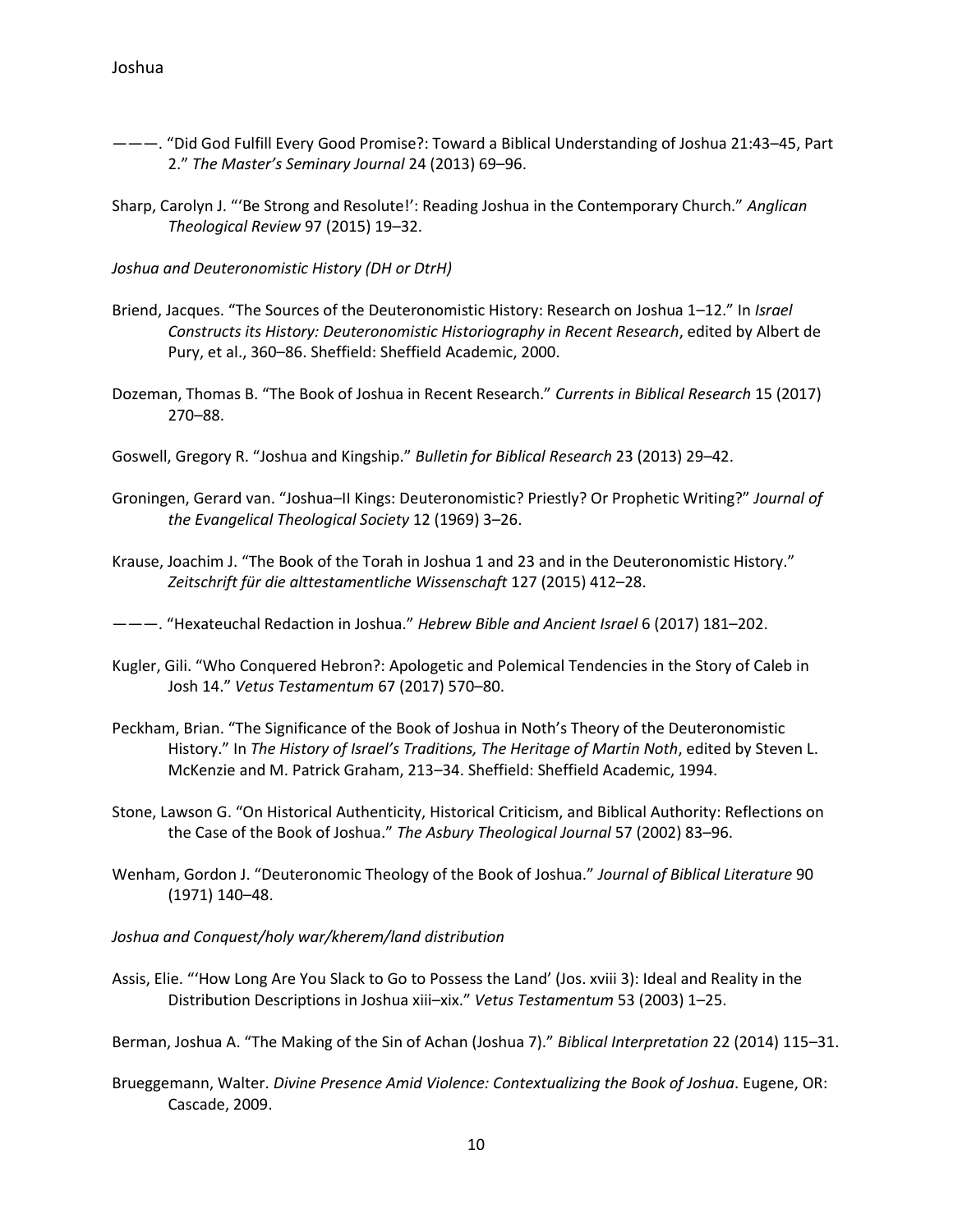———. "Did God Fulfill Every Good Promise?: Toward a Biblical Understanding of Joshua 21:43–45, Part 2." *The Master's Seminary Journal* 24 (2013) 69–96.

Sharp, Carolyn J. "'Be Strong and Resolute!': Reading Joshua in the Contemporary Church." *Anglican Theological Review* 97 (2015) 19–32.

*Joshua and Deuteronomistic History (DH or DtrH)*

Briend, Jacques. "The Sources of the Deuteronomistic History: Research on Joshua 1–12." In *Israel Constructs its History: Deuteronomistic Historiography in Recent Research*, edited by Albert de Pury, et al., 360–86. Sheffield: Sheffield Academic, 2000.

Dozeman, Thomas B. "The Book of Joshua in Recent Research." *Currents in Biblical Research* 15 (2017) 270–88.

Goswell, Gregory R. "Joshua and Kingship." *Bulletin for Biblical Research* 23 (2013) 29–42.

Groningen, Gerard van. "Joshua–II Kings: Deuteronomistic? Priestly? Or Prophetic Writing?" *Journal of the Evangelical Theological Society* 12 (1969) 3–26.

Krause, Joachim J. "The Book of the Torah in Joshua 1 and 23 and in the Deuteronomistic History." *Zeitschrift für die alttestamentliche Wissenschaft* 127 (2015) 412–28.

———. "Hexateuchal Redaction in Joshua." *Hebrew Bible and Ancient Israel* 6 (2017) 181–202.

Kugler, Gili. "Who Conquered Hebron?: Apologetic and Polemical Tendencies in the Story of Caleb in Josh 14." *Vetus Testamentum* 67 (2017) 570–80.

Peckham, Brian. "The Significance of the Book of Joshua in Noth's Theory of the Deuteronomistic History." In *The History of Israel's Traditions, The Heritage of Martin Noth*, edited by Steven L. McKenzie and M. Patrick Graham, 213–34. Sheffield: Sheffield Academic, 1994.

Stone, Lawson G. "On Historical Authenticity, Historical Criticism, and Biblical Authority: Reflections on the Case of the Book of Joshua." *The Asbury Theological Journal* 57 (2002) 83–96.

Wenham, Gordon J. "Deuteronomic Theology of the Book of Joshua." *Journal of Biblical Literature* 90 (1971) 140–48.

*Joshua and Conquest/holy war/kherem/land distribution*

Assis, Elie. "'How Long Are You Slack to Go to Possess the Land' (Jos. xviii 3): Ideal and Reality in the Distribution Descriptions in Joshua xiii–xix." *Vetus Testamentum* 53 (2003) 1–25.

Berman, Joshua A. "The Making of the Sin of Achan (Joshua 7)." *Biblical Interpretation* 22 (2014) 115–31.

Brueggemann, Walter. *Divine Presence Amid Violence: Contextualizing the Book of Joshua*. Eugene, OR: Cascade, 2009.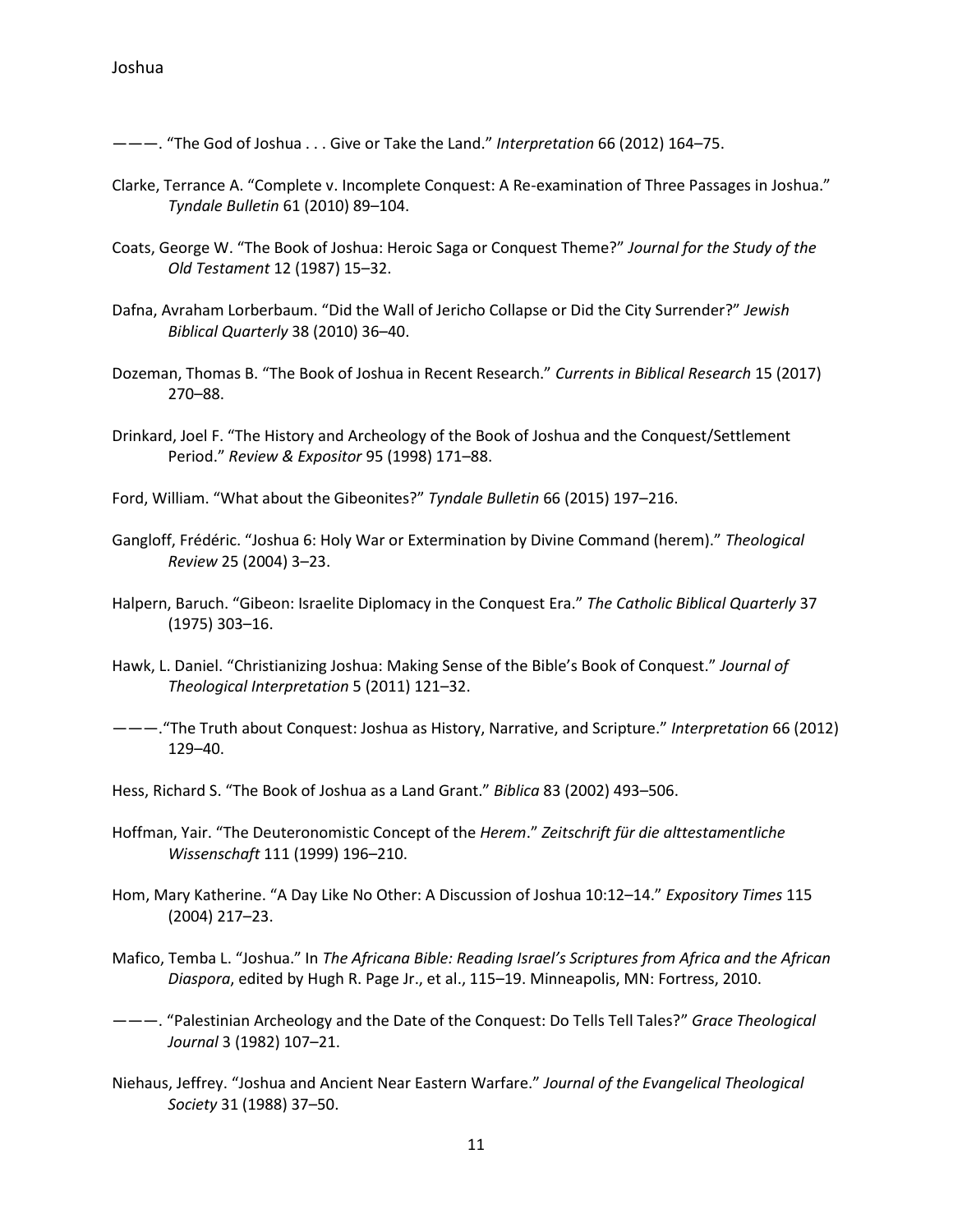———. "The God of Joshua . . . Give or Take the Land." *Interpretation* 66 (2012) 164–75.

Clarke, Terrance A. "Complete v. Incomplete Conquest: A Re-examination of Three Passages in Joshua." *Tyndale Bulletin* 61 (2010) 89–104.

Coats, George W. "The Book of Joshua: Heroic Saga or Conquest Theme?" *Journal for the Study of the Old Testament* 12 (1987) 15–32.

Dafna, Avraham Lorberbaum. "Did the Wall of Jericho Collapse or Did the City Surrender?" *Jewish Biblical Quarterly* 38 (2010) 36–40.

Dozeman, Thomas B. "The Book of Joshua in Recent Research." *Currents in Biblical Research* 15 (2017) 270–88.

Drinkard, Joel F. "The History and Archeology of the Book of Joshua and the Conquest/Settlement Period." *Review & Expositor* 95 (1998) 171–88.

Ford, William. "What about the Gibeonites?" *Tyndale Bulletin* 66 (2015) 197–216.

Gangloff, Frédéric. "Joshua 6: Holy War or Extermination by Divine Command (herem)." *Theological Review* 25 (2004) 3–23.

Halpern, Baruch. "Gibeon: Israelite Diplomacy in the Conquest Era." *The Catholic Biblical Quarterly* 37 (1975) 303–16.

Hawk, L. Daniel. "Christianizing Joshua: Making Sense of the Bible's Book of Conquest." *Journal of Theological Interpretation* 5 (2011) 121–32.

———."The Truth about Conquest: Joshua as History, Narrative, and Scripture." *Interpretation* 66 (2012) 129–40.

Hess, Richard S. "The Book of Joshua as a Land Grant." *Biblica* 83 (2002) 493–506.

Hoffman, Yair. "The Deuteronomistic Concept of the *Herem*." *Zeitschrift für die alttestamentliche Wissenschaft* 111 (1999) 196–210.

Hom, Mary Katherine. "A Day Like No Other: A Discussion of Joshua 10:12–14." *Expository Times* 115 (2004) 217–23.

Mafico, Temba L. "Joshua." In *The Africana Bible: Reading Israel's Scriptures from Africa and the African Diaspora*, edited by Hugh R. Page Jr., et al., 115–19. Minneapolis, MN: Fortress, 2010.

———. "Palestinian Archeology and the Date of the Conquest: Do Tells Tell Tales?" *Grace Theological Journal* 3 (1982) 107–21.

Niehaus, Jeffrey. "Joshua and Ancient Near Eastern Warfare." *Journal of the Evangelical Theological Society* 31 (1988) 37–50.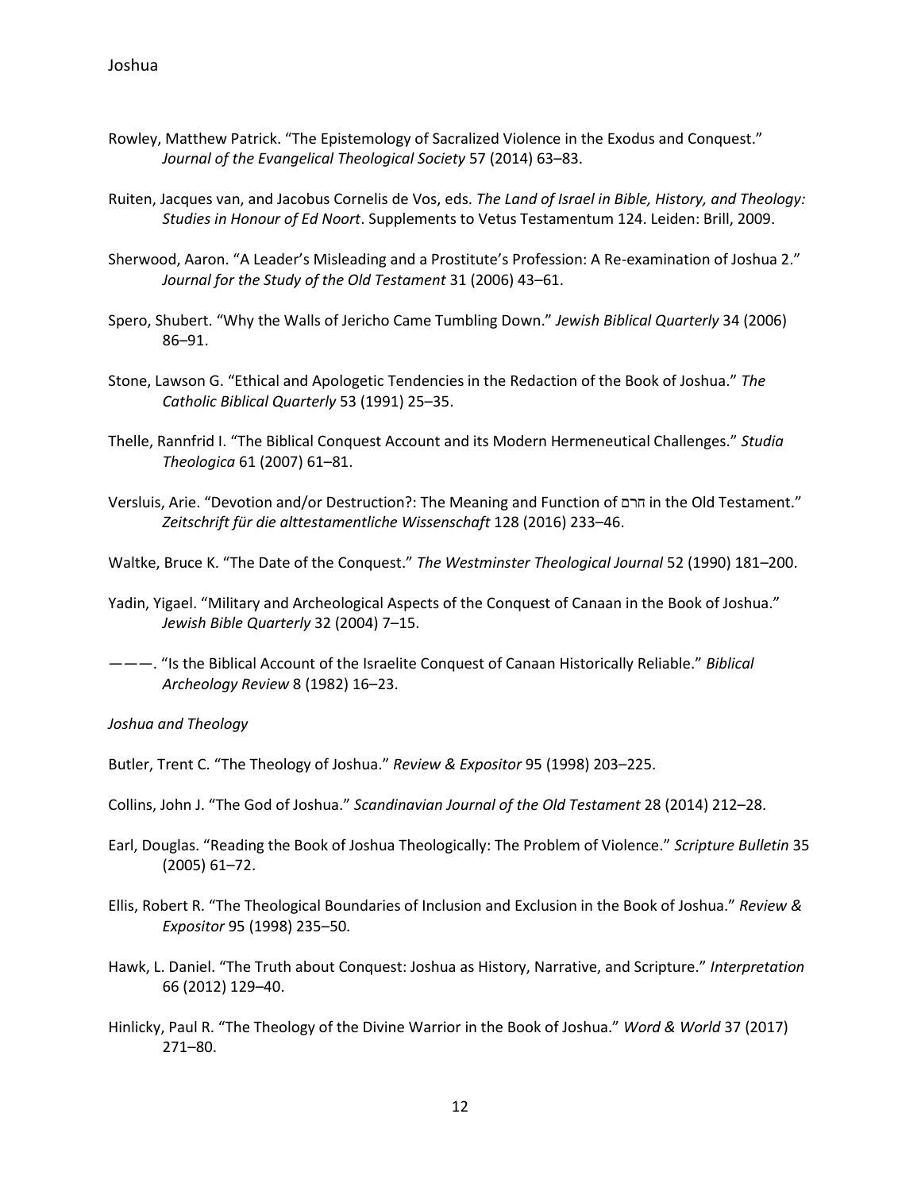Rowley, Matthew Patrick. "The Epistemology of Sacralized Violence in the Exodus and Conquest." *Journal of the Evangelical Theological Society* 57 (2014) 63–83.

Ruiten, Jacques van, and Jacobus Cornelis de Vos, eds. *The Land of Israel in Bible, History, and Theology: Studies in Honour of Ed Noort*. Supplements to Vetus Testamentum 124. Leiden: Brill, 2009.

Sherwood, Aaron. "A Leader's Misleading and a Prostitute's Profession: A Re-examination of Joshua 2." *Journal for the Study of the Old Testament* 31 (2006) 43–61.

Spero, Shubert. "Why the Walls of Jericho Came Tumbling Down." *Jewish Biblical Quarterly* 34 (2006) 86–91.

Stone, Lawson G. "Ethical and Apologetic Tendencies in the Redaction of the Book of Joshua." *The Catholic Biblical Quarterly* 53 (1991) 25–35.

Thelle, Rannfrid I. "The Biblical Conquest Account and its Modern Hermeneutical Challenges." *Studia Theologica* 61 (2007) 61–81.

Versluis, Arie. "Devotion and/or Destruction?: The Meaning and Function of חרם in the Old Testament." *Zeitschrift für die alttestamentliche Wissenschaft* 128 (2016) 233–46.

Waltke, Bruce K. "The Date of the Conquest." *The Westminster Theological Journal* 52 (1990) 181–200.

Yadin, Yigael. "Military and Archeological Aspects of the Conquest of Canaan in the Book of Joshua." *Jewish Bible Quarterly* 32 (2004) 7–15.

———. "Is the Biblical Account of the Israelite Conquest of Canaan Historically Reliable." *Biblical Archeology Review* 8 (1982) 16–23.

*Joshua and Theology*

Butler, Trent C. "The Theology of Joshua." *Review & Expositor* 95 (1998) 203–225.

Collins, John J. "The God of Joshua." *Scandinavian Journal of the Old Testament* 28 (2014) 212–28.

Earl, Douglas. "Reading the Book of Joshua Theologically: The Problem of Violence." *Scripture Bulletin* 35 (2005) 61–72.

Ellis, Robert R. "The Theological Boundaries of Inclusion and Exclusion in the Book of Joshua." *Review & Expositor* 95 (1998) 235–50.

Hawk, L. Daniel. "The Truth about Conquest: Joshua as History, Narrative, and Scripture." *Interpretation* 66 (2012) 129–40.

Hinlicky, Paul R. "The Theology of the Divine Warrior in the Book of Joshua." *Word & World* 37 (2017) 271–80.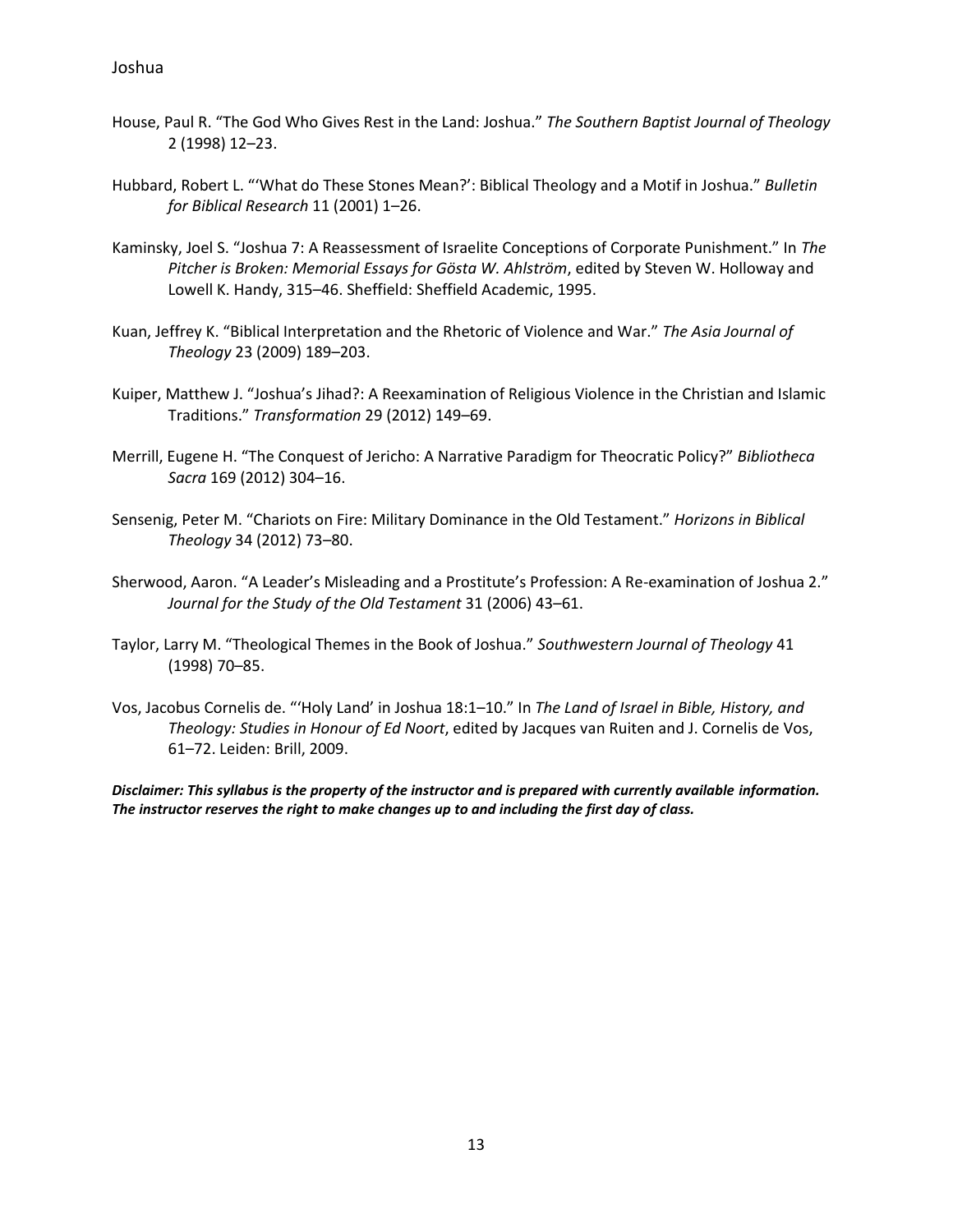House, Paul R. "The God Who Gives Rest in the Land: Joshua." *The Southern Baptist Journal of Theology* 2 (1998) 12–23.

Hubbard, Robert L. "'What do These Stones Mean?': Biblical Theology and a Motif in Joshua." *Bulletin for Biblical Research* 11 (2001) 1–26.

Kaminsky, Joel S. "Joshua 7: A Reassessment of Israelite Conceptions of Corporate Punishment." In *The Pitcher is Broken: Memorial Essays for Gösta W. Ahlström*, edited by Steven W. Holloway and Lowell K. Handy, 315–46. Sheffield: Sheffield Academic, 1995.

Kuan, Jeffrey K. "Biblical Interpretation and the Rhetoric of Violence and War." *The Asia Journal of Theology* 23 (2009) 189–203.

Kuiper, Matthew J. "Joshua's Jihad?: A Reexamination of Religious Violence in the Christian and Islamic Traditions." *Transformation* 29 (2012) 149–69.

Merrill, Eugene H. "The Conquest of Jericho: A Narrative Paradigm for Theocratic Policy?" *Bibliotheca Sacra* 169 (2012) 304–16.

Sensenig, Peter M. "Chariots on Fire: Military Dominance in the Old Testament." *Horizons in Biblical Theology* 34 (2012) 73–80.

Sherwood, Aaron. "A Leader's Misleading and a Prostitute's Profession: A Re-examination of Joshua 2." *Journal for the Study of the Old Testament* 31 (2006) 43–61.

Taylor, Larry M. "Theological Themes in the Book of Joshua." *Southwestern Journal of Theology* 41 (1998) 70–85.

Vos, Jacobus Cornelis de. "'Holy Land' in Joshua 18:1–10." In *The Land of Israel in Bible, History, and Theology: Studies in Honour of Ed Noort*, edited by Jacques van Ruiten and J. Cornelis de Vos, 61–72. Leiden: Brill, 2009.

***Disclaimer: This syllabus is the property of the instructor and is prepared with currently available information. The instructor reserves the right to make changes up to and including the first day of class.***